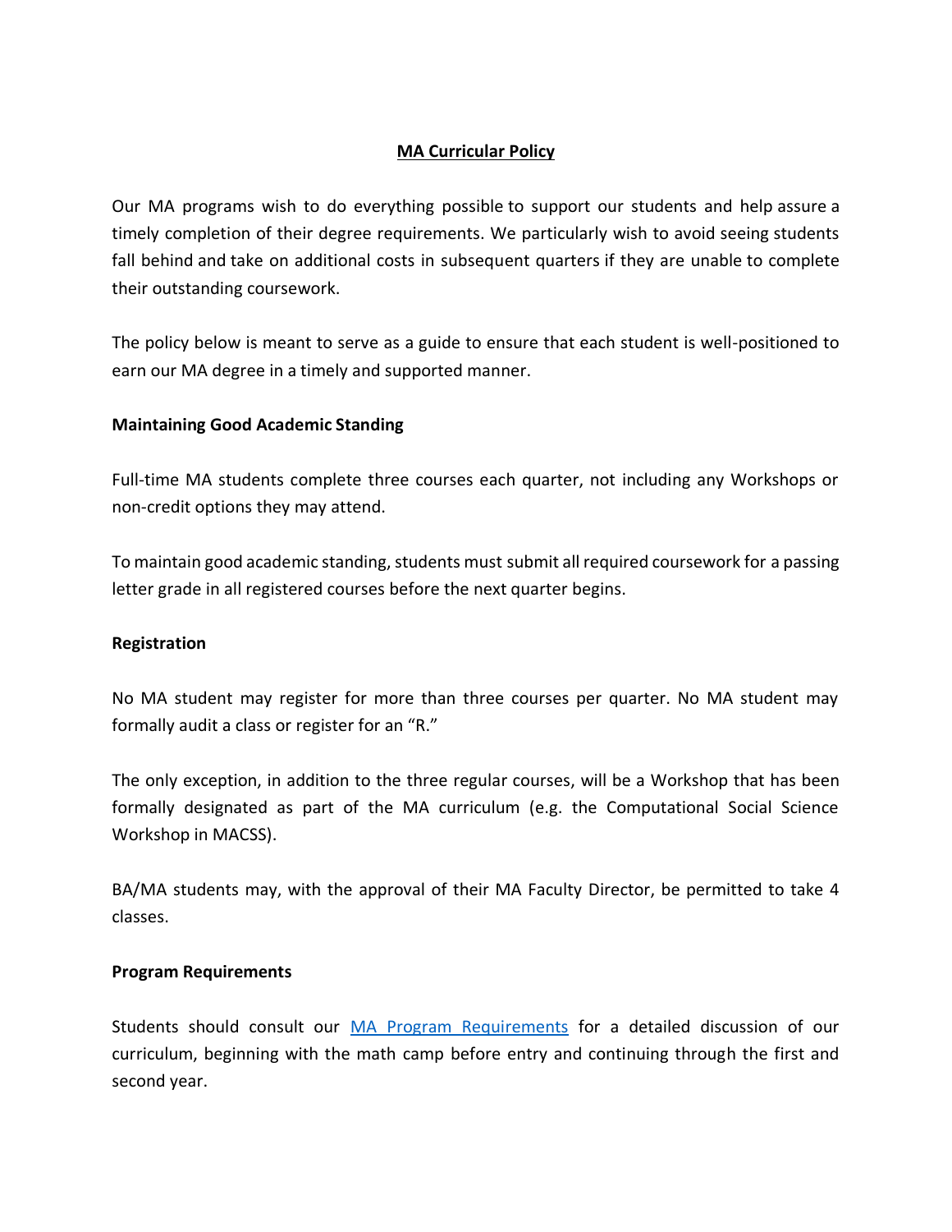# MA Curricular Policy

Our MA programs wish to do everything possible to support our students and help assure a timely completion of their degree requirements. We particularly wish to avoid seeing students fall behind and take on additional costs in subsequent quarters if they are unable to complete their outstanding coursework.

The policy below is meant to serve as a guide to ensure that each student is well-positioned to earn our MA degree in a timely and supported manner.

**Maintaining Good Academic Standing**

Full-time MA students complete three courses each quarter, not including any Workshops or non-credit options they may attend.

To maintain good academic standing, students must submit all required coursework for a passing letter grade in all registered courses before the next quarter begins.

**Registration**

No MA student may register for more than three courses per quarter. No MA student may formally audit a class or register for an "R."

The only exception, in addition to the three regular courses, will be a Workshop that has been formally designated as part of the MA curriculum (e.g. the Computational Social Science Workshop in MACSS).

BA/MA students may, with the approval of their MA Faculty Director, be permitted to take 4 classes.

**Program Requirements**

Students should consult our [MA Program Requirements] for a detailed discussion of our curriculum, beginning with the math camp before entry and continuing through the first and second year.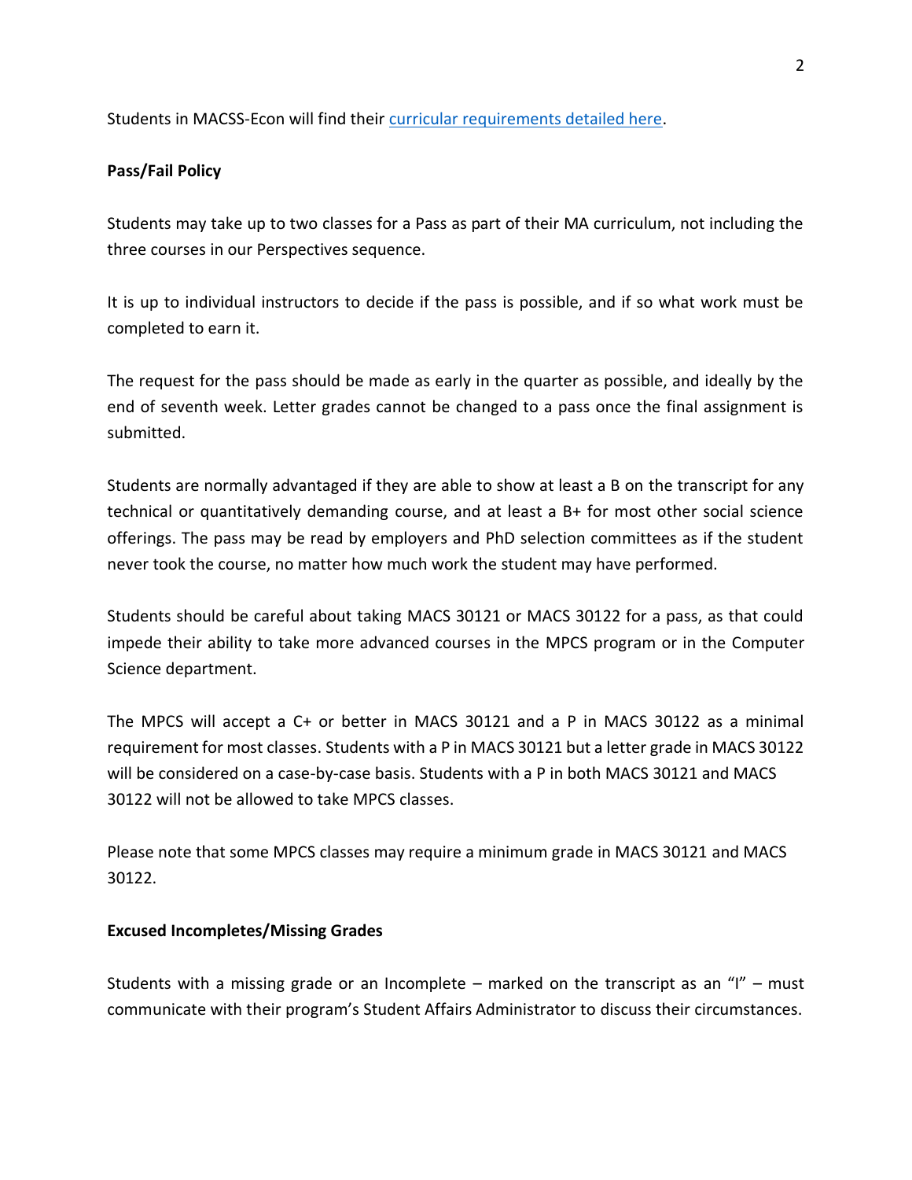Students in MACSS-Econ will find their [curricular requirements detailed here]().

**Pass/Fail Policy**

Students may take up to two classes for a Pass as part of their MA curriculum, not including the three courses in our Perspectives sequence.

It is up to individual instructors to decide if the pass is possible, and if so what work must be completed to earn it.

The request for the pass should be made as early in the quarter as possible, and ideally by the end of seventh week. Letter grades cannot be changed to a pass once the final assignment is submitted.

Students are normally advantaged if they are able to show at least a B on the transcript for any technical or quantitatively demanding course, and at least a B+ for most other social science offerings. The pass may be read by employers and PhD selection committees as if the student never took the course, no matter how much work the student may have performed.

Students should be careful about taking MACS 30121 or MACS 30122 for a pass, as that could impede their ability to take more advanced courses in the MPCS program or in the Computer Science department.

The MPCS will accept a C+ or better in MACS 30121 and a P in MACS 30122 as a minimal requirement for most classes. Students with a P in MACS 30121 but a letter grade in MACS 30122 will be considered on a case-by-case basis. Students with a P in both MACS 30121 and MACS 30122 will not be allowed to take MPCS classes.

Please note that some MPCS classes may require a minimum grade in MACS 30121 and MACS 30122.

**Excused Incompletes/Missing Grades**

Students with a missing grade or an Incomplete – marked on the transcript as an "I" – must communicate with their program's Student Affairs Administrator to discuss their circumstances.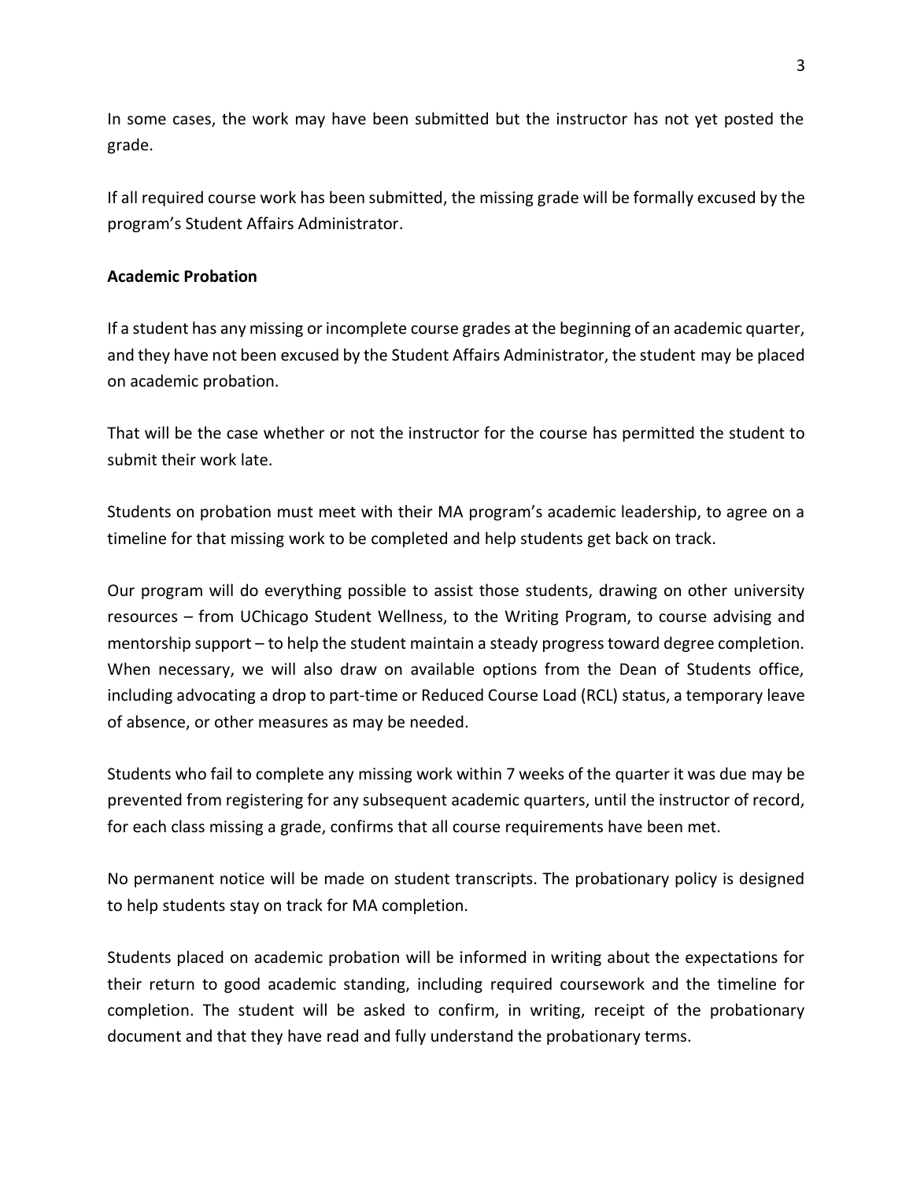In some cases, the work may have been submitted but the instructor has not yet posted the grade.

If all required course work has been submitted, the missing grade will be formally excused by the program's Student Affairs Administrator.

**Academic Probation**

If a student has any missing or incomplete course grades at the beginning of an academic quarter, and they have not been excused by the Student Affairs Administrator, the student may be placed on academic probation.

That will be the case whether or not the instructor for the course has permitted the student to submit their work late.

Students on probation must meet with their MA program's academic leadership, to agree on a timeline for that missing work to be completed and help students get back on track.

Our program will do everything possible to assist those students, drawing on other university resources – from UChicago Student Wellness, to the Writing Program, to course advising and mentorship support – to help the student maintain a steady progress toward degree completion. When necessary, we will also draw on available options from the Dean of Students office, including advocating a drop to part-time or Reduced Course Load (RCL) status, a temporary leave of absence, or other measures as may be needed.

Students who fail to complete any missing work within 7 weeks of the quarter it was due may be prevented from registering for any subsequent academic quarters, until the instructor of record, for each class missing a grade, confirms that all course requirements have been met.

No permanent notice will be made on student transcripts. The probationary policy is designed to help students stay on track for MA completion.

Students placed on academic probation will be informed in writing about the expectations for their return to good academic standing, including required coursework and the timeline for completion. The student will be asked to confirm, in writing, receipt of the probationary document and that they have read and fully understand the probationary terms.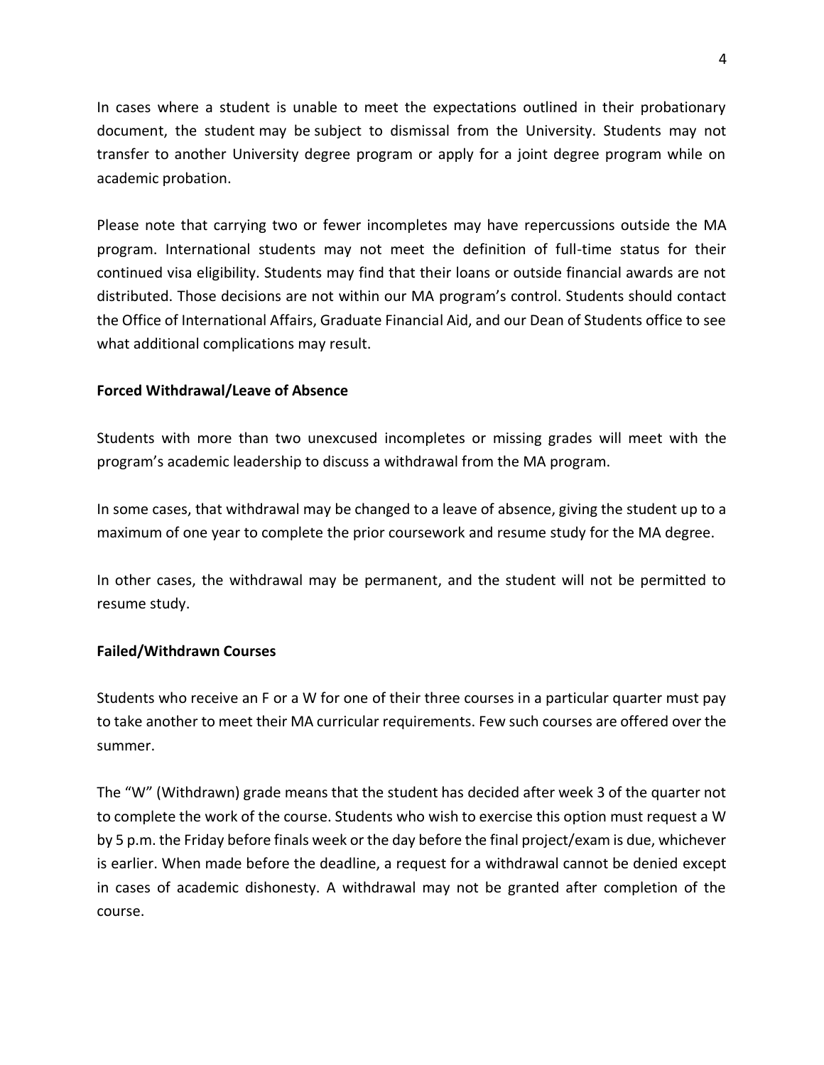In cases where a student is unable to meet the expectations outlined in their probationary document, the student may be subject to dismissal from the University. Students may not transfer to another University degree program or apply for a joint degree program while on academic probation.

Please note that carrying two or fewer incompletes may have repercussions outside the MA program. International students may not meet the definition of full-time status for their continued visa eligibility. Students may find that their loans or outside financial awards are not distributed. Those decisions are not within our MA program's control. Students should contact the Office of International Affairs, Graduate Financial Aid, and our Dean of Students office to see what additional complications may result.

**Forced Withdrawal/Leave of Absence**

Students with more than two unexcused incompletes or missing grades will meet with the program's academic leadership to discuss a withdrawal from the MA program.

In some cases, that withdrawal may be changed to a leave of absence, giving the student up to a maximum of one year to complete the prior coursework and resume study for the MA degree.

In other cases, the withdrawal may be permanent, and the student will not be permitted to resume study.

**Failed/Withdrawn Courses**

Students who receive an F or a W for one of their three courses in a particular quarter must pay to take another to meet their MA curricular requirements. Few such courses are offered over the summer.

The "W" (Withdrawn) grade means that the student has decided after week 3 of the quarter not to complete the work of the course. Students who wish to exercise this option must request a W by 5 p.m. the Friday before finals week or the day before the final project/exam is due, whichever is earlier. When made before the deadline, a request for a withdrawal cannot be denied except in cases of academic dishonesty. A withdrawal may not be granted after completion of the course.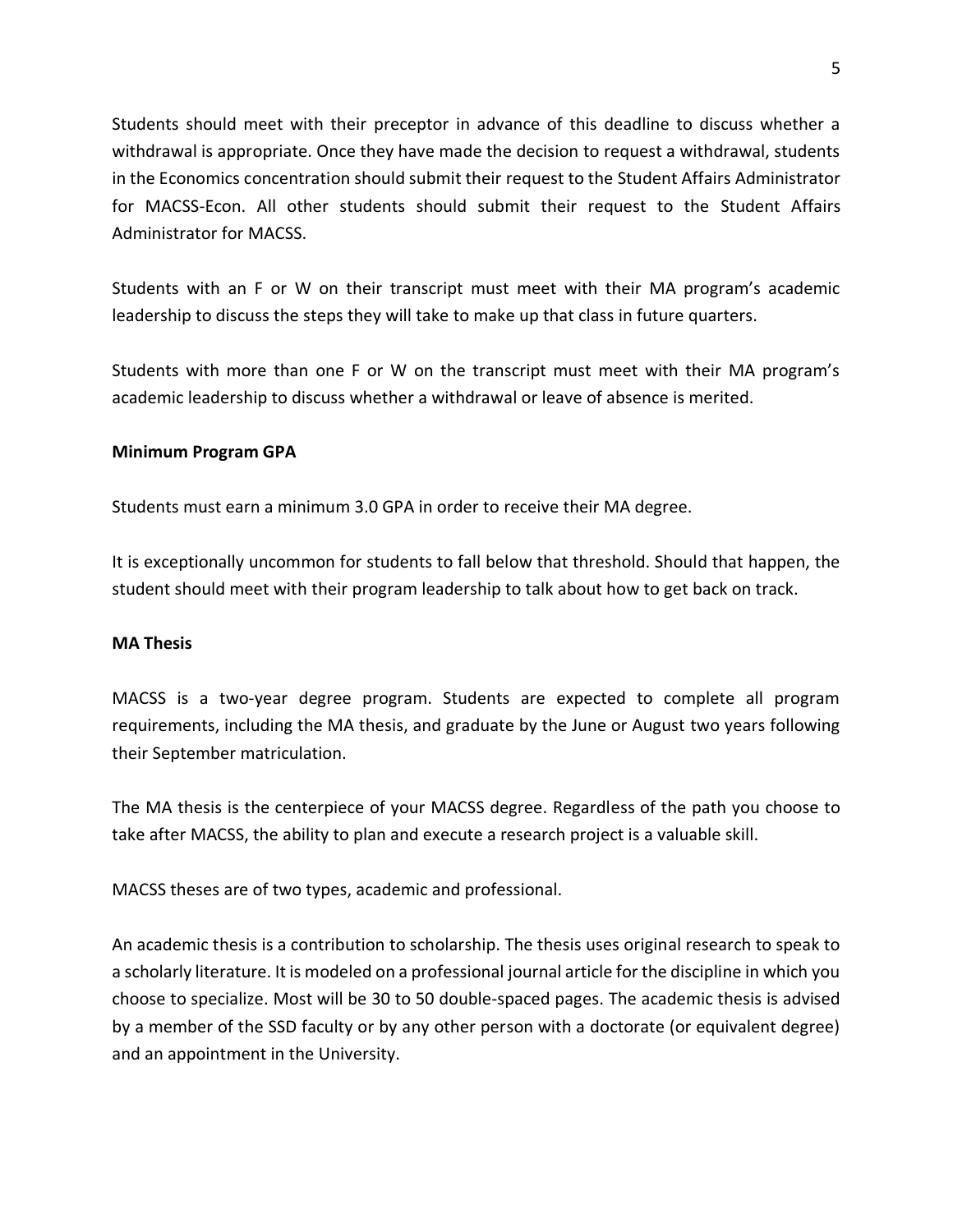Students should meet with their preceptor in advance of this deadline to discuss whether a withdrawal is appropriate. Once they have made the decision to request a withdrawal, students in the Economics concentration should submit their request to the Student Affairs Administrator for MACSS-Econ. All other students should submit their request to the Student Affairs Administrator for MACSS.

Students with an F or W on their transcript must meet with their MA program's academic leadership to discuss the steps they will take to make up that class in future quarters.

Students with more than one F or W on the transcript must meet with their MA program's academic leadership to discuss whether a withdrawal or leave of absence is merited.

**Minimum Program GPA**

Students must earn a minimum 3.0 GPA in order to receive their MA degree.

It is exceptionally uncommon for students to fall below that threshold. Should that happen, the student should meet with their program leadership to talk about how to get back on track.

**MA Thesis**

MACSS is a two-year degree program. Students are expected to complete all program requirements, including the MA thesis, and graduate by the June or August two years following their September matriculation.

The MA thesis is the centerpiece of your MACSS degree. Regardless of the path you choose to take after MACSS, the ability to plan and execute a research project is a valuable skill.

MACSS theses are of two types, academic and professional.

An academic thesis is a contribution to scholarship. The thesis uses original research to speak to a scholarly literature. It is modeled on a professional journal article for the discipline in which you choose to specialize. Most will be 30 to 50 double-spaced pages. The academic thesis is advised by a member of the SSD faculty or by any other person with a doctorate (or equivalent degree) and an appointment in the University.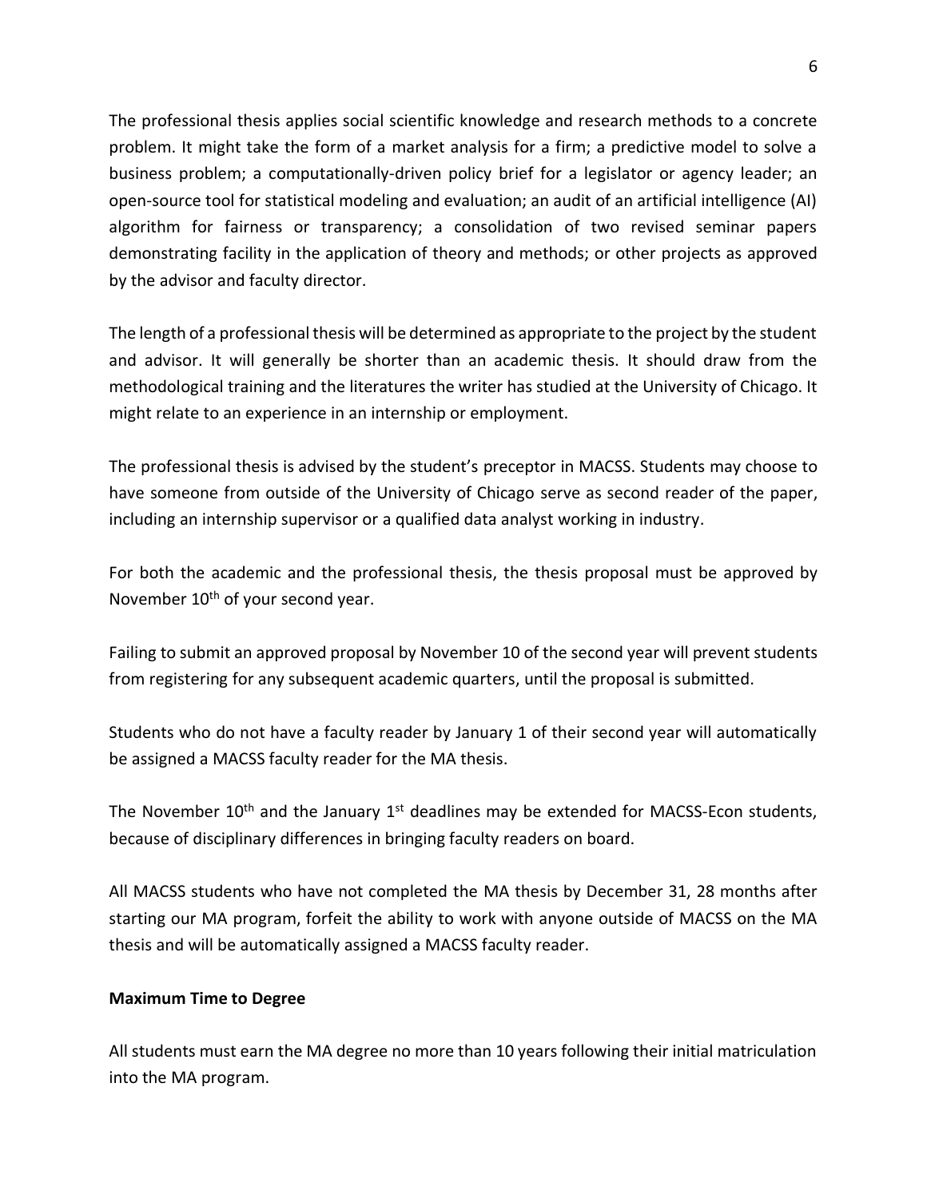The professional thesis applies social scientific knowledge and research methods to a concrete problem. It might take the form of a market analysis for a firm; a predictive model to solve a business problem; a computationally-driven policy brief for a legislator or agency leader; an open-source tool for statistical modeling and evaluation; an audit of an artificial intelligence (AI) algorithm for fairness or transparency; a consolidation of two revised seminar papers demonstrating facility in the application of theory and methods; or other projects as approved by the advisor and faculty director.

The length of a professional thesis will be determined as appropriate to the project by the student and advisor. It will generally be shorter than an academic thesis. It should draw from the methodological training and the literatures the writer has studied at the University of Chicago. It might relate to an experience in an internship or employment.

The professional thesis is advised by the student's preceptor in MACSS. Students may choose to have someone from outside of the University of Chicago serve as second reader of the paper, including an internship supervisor or a qualified data analyst working in industry.

For both the academic and the professional thesis, the thesis proposal must be approved by November 10th of your second year.

Failing to submit an approved proposal by November 10 of the second year will prevent students from registering for any subsequent academic quarters, until the proposal is submitted.

Students who do not have a faculty reader by January 1 of their second year will automatically be assigned a MACSS faculty reader for the MA thesis.

The November 10th and the January 1st deadlines may be extended for MACSS-Econ students, because of disciplinary differences in bringing faculty readers on board.

All MACSS students who have not completed the MA thesis by December 31, 28 months after starting our MA program, forfeit the ability to work with anyone outside of MACSS on the MA thesis and will be automatically assigned a MACSS faculty reader.

**Maximum Time to Degree**

All students must earn the MA degree no more than 10 years following their initial matriculation into the MA program.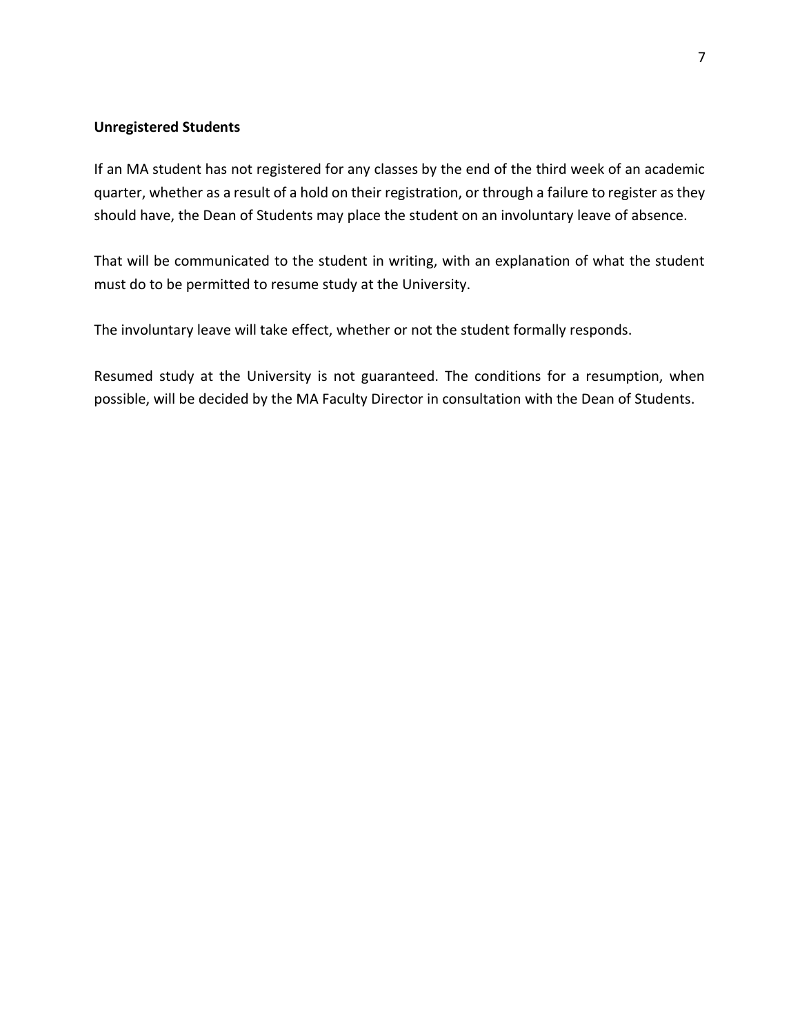**Unregistered Students**

If an MA student has not registered for any classes by the end of the third week of an academic quarter, whether as a result of a hold on their registration, or through a failure to register as they should have, the Dean of Students may place the student on an involuntary leave of absence.

That will be communicated to the student in writing, with an explanation of what the student must do to be permitted to resume study at the University.

The involuntary leave will take effect, whether or not the student formally responds.

Resumed study at the University is not guaranteed. The conditions for a resumption, when possible, will be decided by the MA Faculty Director in consultation with the Dean of Students.